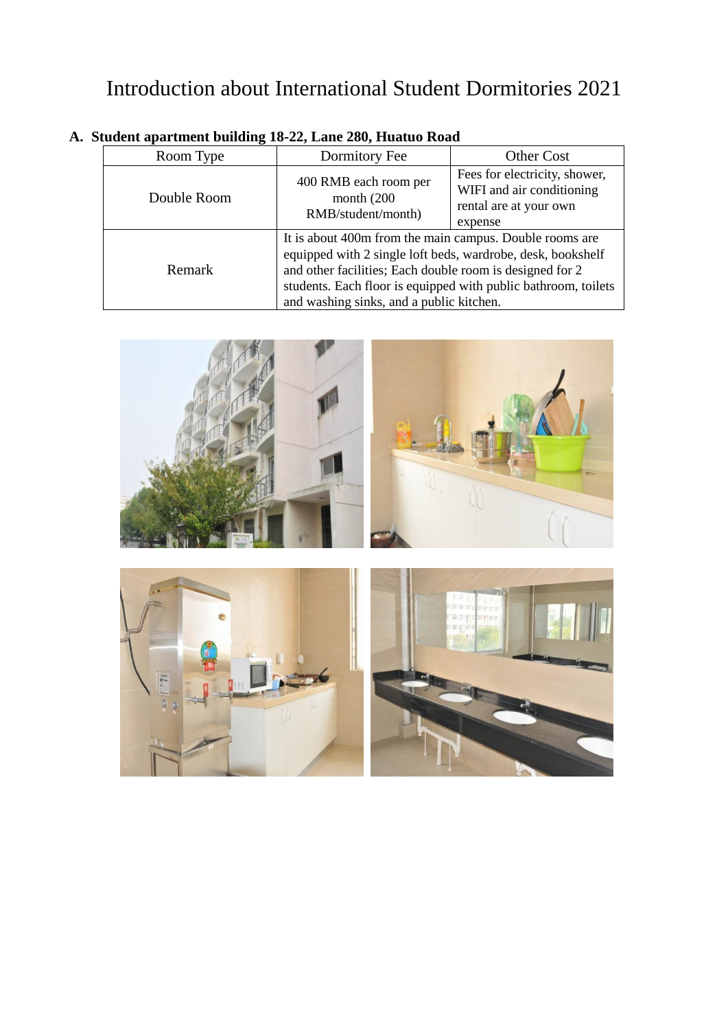# Introduction about International Student Dormitories 2021

## A. Student apartment building 18-22, Lane 280, Huatuo Road

| Room Type | Dormitory Fee | Other Cost |
| --- | --- | --- |
| Double Room | 400 RMB each room per month (200 RMB/student/month) | Fees for electricity, shower, WIFI and air conditioning rental are at your own expense |
| Remark | It is about 400m from the main campus. Double rooms are equipped with 2 single loft beds, wardrobe, desk, bookshelf and other facilities; Each double room is designed for 2 students. Each floor is equipped with public bathroom, toilets and washing sinks, and a public kitchen. | |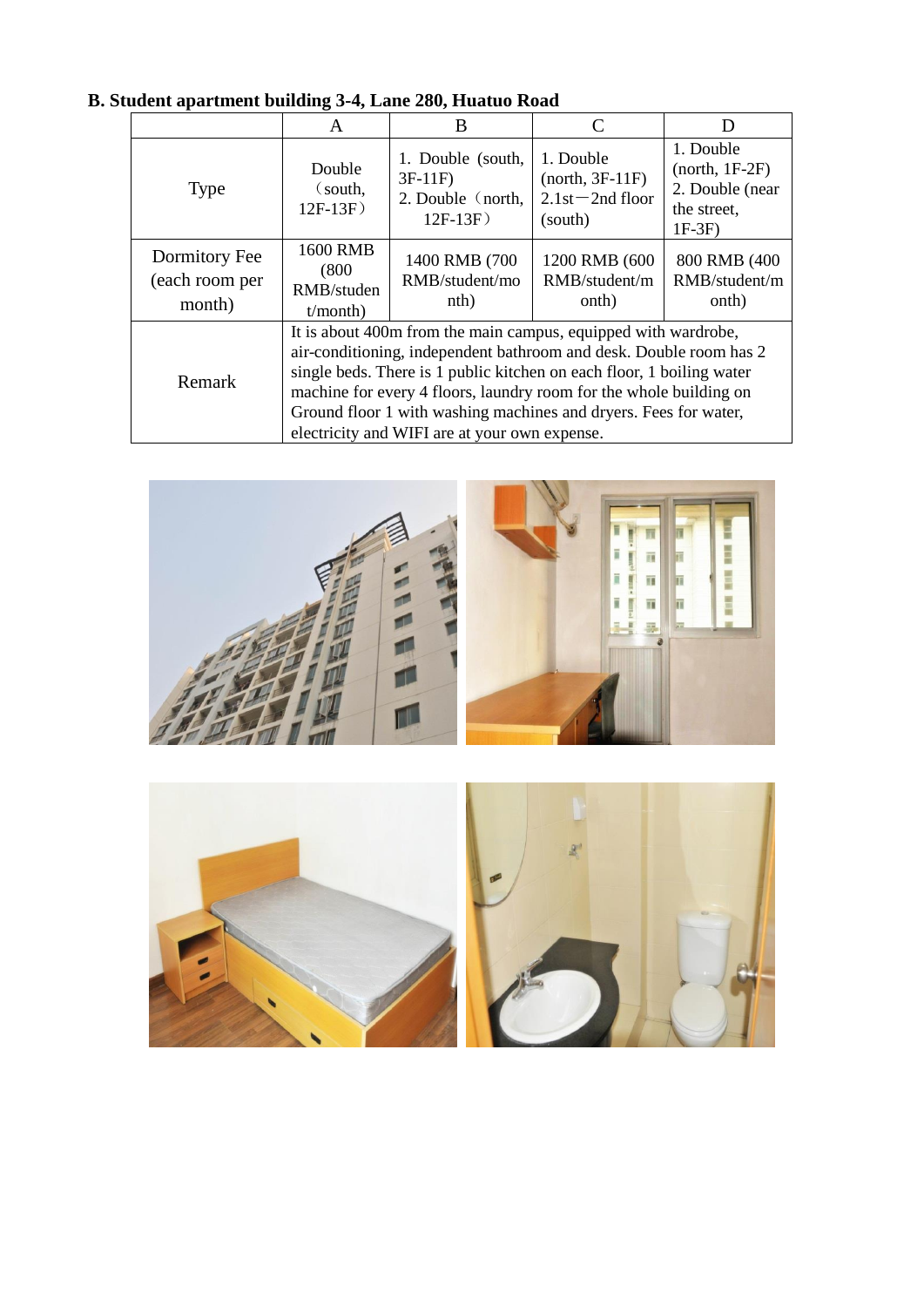**B. Student apartment building 3-4, Lane 280, Huatuo Road**

| | A | B | C | D |
|---|---|---|---|---|
| Type | Double（south, 12F-13F） | 1. Double (south, 3F-11F) 2. Double（north, 12F-13F） | 1. Double (north, 3F-11F) 2.1st－2nd floor (south) | 1. Double (north, 1F-2F) 2. Double (near the street, 1F-3F) |
| Dormitory Fee (each room per month) | 1600 RMB (800 RMB/student/month) | 1400 RMB (700 RMB/student/month) | 1200 RMB (600 RMB/student/month) | 800 RMB (400 RMB/student/month) |
| Remark | It is about 400m from the main campus, equipped with wardrobe, air-conditioning, independent bathroom and desk. Double room has 2 single beds. There is 1 public kitchen on each floor, 1 boiling water machine for every 4 floors, laundry room for the whole building on Ground floor 1 with washing machines and dryers. Fees for water, electricity and WIFI are at your own expense. | | | |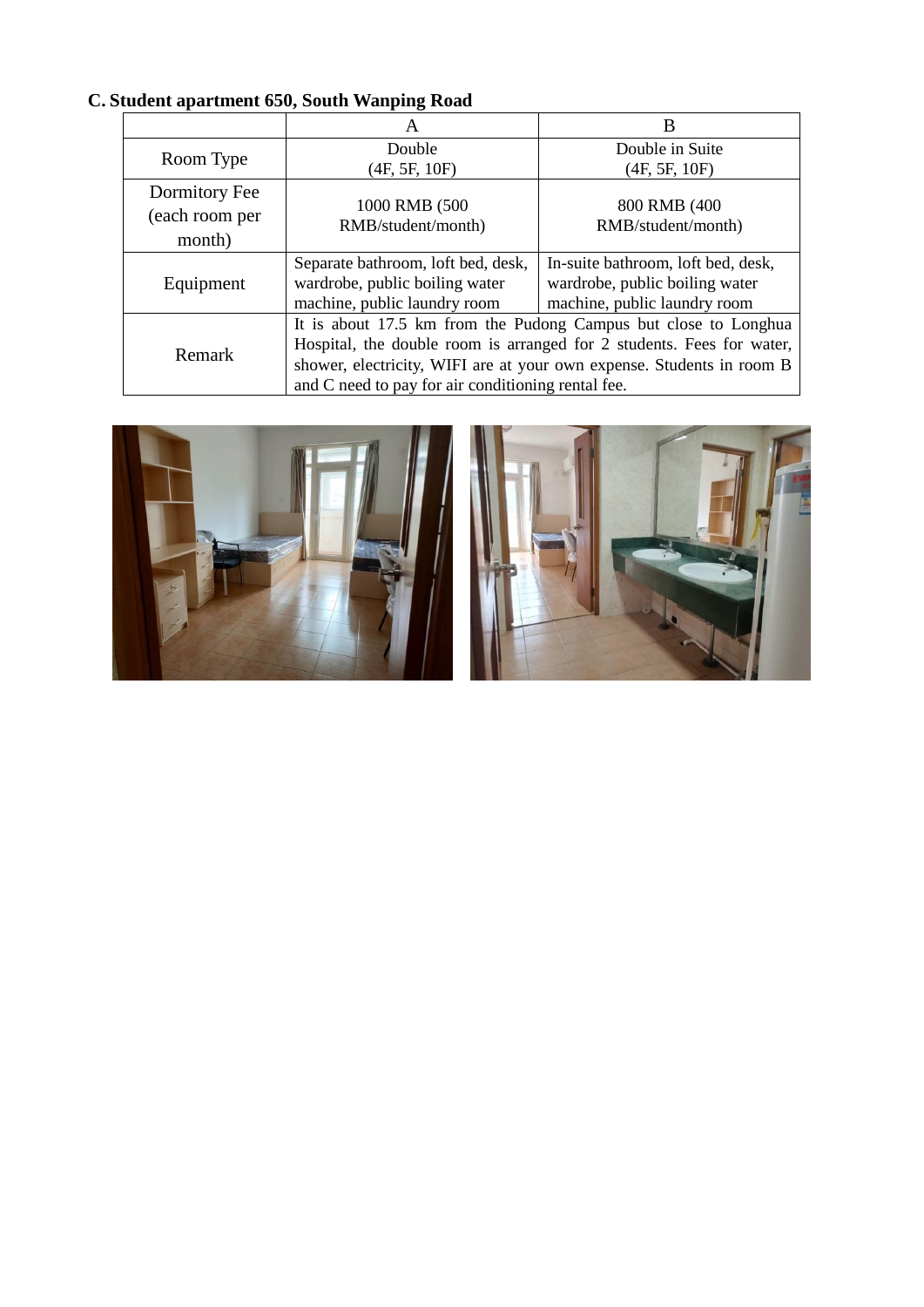**C. Student apartment 650, South Wanping Road**

| | A | B |
|---|---|---|
| Room Type | Double (4F, 5F, 10F) | Double in Suite (4F, 5F, 10F) |
| Dormitory Fee (each room per month) | 1000 RMB (500 RMB/student/month) | 800 RMB (400 RMB/student/month) |
| Equipment | Separate bathroom, loft bed, desk, wardrobe, public boiling water machine, public laundry room | In-suite bathroom, loft bed, desk, wardrobe, public boiling water machine, public laundry room |
| Remark | It is about 17.5 km from the Pudong Campus but close to Longhua Hospital, the double room is arranged for 2 students. Fees for water, shower, electricity, WIFI are at your own expense. Students in room B and C need to pay for air conditioning rental fee. | |